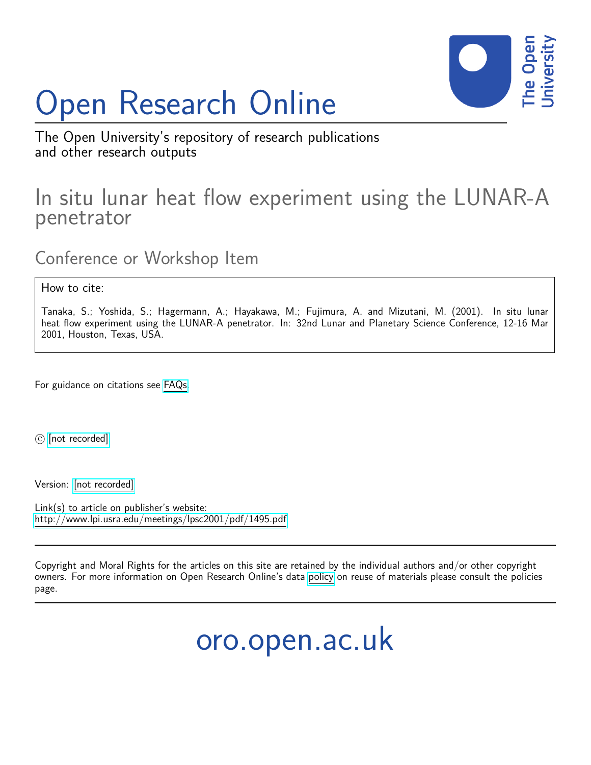# Open Research Online

The Open University's repository of research publications and other research outputs

## In situ lunar heat flow experiment using the LUNAR-A penetrator

### Conference or Workshop Item

How to cite:

Tanaka, S.; Yoshida, S.; Hagermann, A.; Hayakawa, M.; Fujimura, A. and Mizutani, M. (2001). In situ lunar heat flow experiment using the LUNAR-A penetrator. In: 32nd Lunar and Planetary Science Conference, 12-16 Mar 2001, Houston, Texas, USA.

For guidance on citations see FAQs.

© [not recorded]

Version: [not recorded]

Link(s) to article on publisher's website:
http://www.lpi.usra.edu/meetings/lpsc2001/pdf/1495.pdf

Copyright and Moral Rights for the articles on this site are retained by the individual authors and/or other copyright owners. For more information on Open Research Online's data policy on reuse of materials please consult the policies page.

oro.open.ac.uk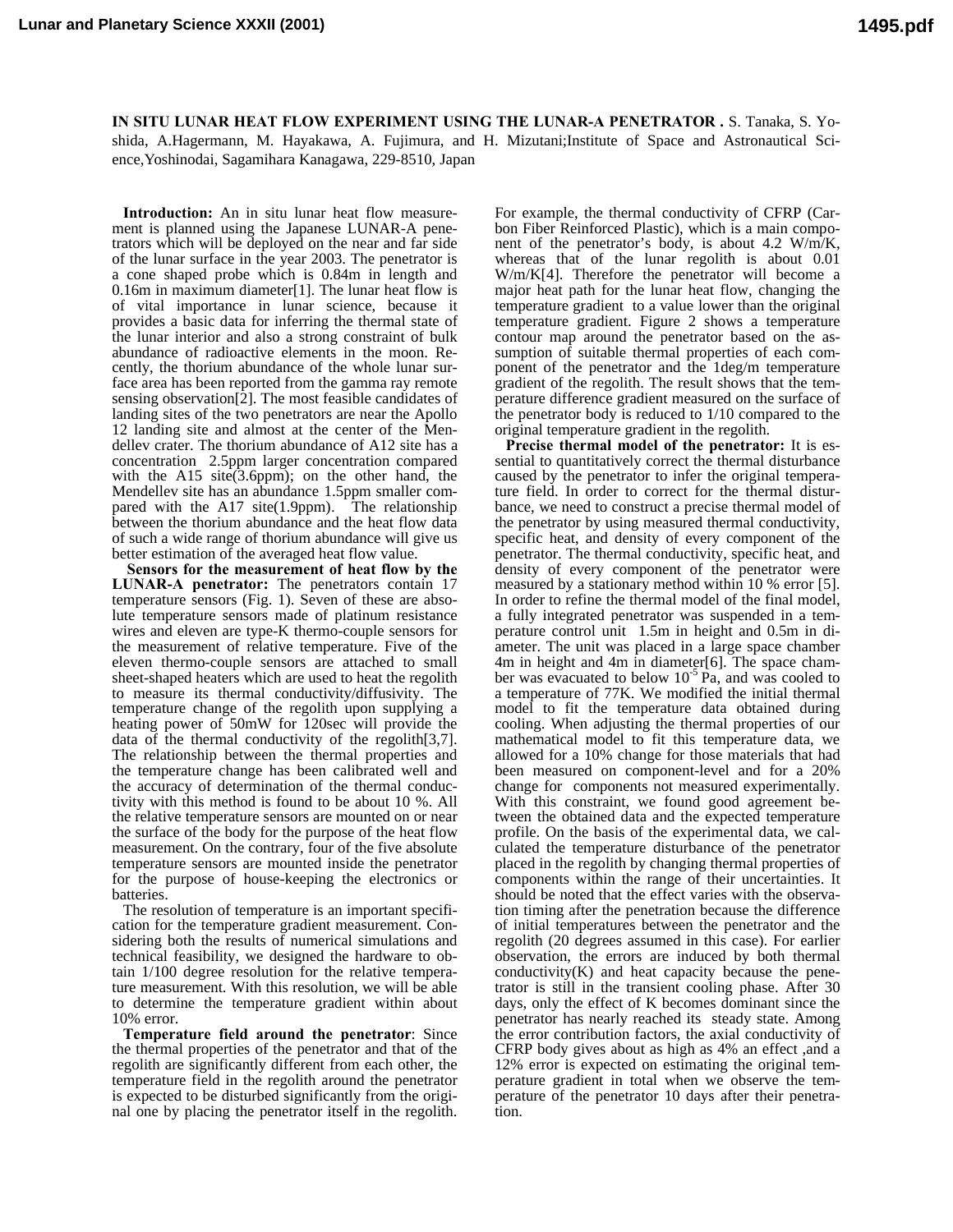**IN SITU LUNAR HEAT FLOW EXPERIMENT USING THE LUNAR-A PENETRATOR .** S. Tanaka, S. Yoshida, A.Hagermann, M. Hayakawa, A. Fujimura, and H. Mizutani;Institute of Space and Astronautical Science,Yoshinodai, Sagamihara Kanagawa, 229-8510, Japan

**Introduction:** An in situ lunar heat flow measurement is planned using the Japanese LUNAR-A penetrators which will be deployed on the near and far side of the lunar surface in the year 2003. The penetrator is a cone shaped probe which is 0.84m in length and 0.16m in maximum diameter[1]. The lunar heat flow is of vital importance in lunar science, because it provides a basic data for inferring the thermal state of the lunar interior and also a strong constraint of bulk abundance of radioactive elements in the moon. Recently, the thorium abundance of the whole lunar surface area has been reported from the gamma ray remote sensing observation[2]. The most feasible candidates of landing sites of the two penetrators are near the Apollo 12 landing site and almost at the center of the Mendellev crater. The thorium abundance of A12 site has a concentration 2.5ppm larger concentration compared with the A15 site(3.6ppm); on the other hand, the Mendellev site has an abundance 1.5ppm smaller compared with the A17 site(1.9ppm). The relationship between the thorium abundance and the heat flow data of such a wide range of thorium abundance will give us better estimation of the averaged heat flow value.

**Sensors for the measurement of heat flow by the LUNAR-A penetrator:** The penetrators contain 17 temperature sensors (Fig. 1). Seven of these are absolute temperature sensors made of platinum resistance wires and eleven are type-K thermo-couple sensors for the measurement of relative temperature. Five of the eleven thermo-couple sensors are attached to small sheet-shaped heaters which are used to heat the regolith to measure its thermal conductivity/diffusivity. The temperature change of the regolith upon supplying a heating power of 50mW for 120sec will provide the data of the thermal conductivity of the regolith[3,7]. The relationship between the thermal properties and the temperature change has been calibrated well and the accuracy of determination of the thermal conductivity with this method is found to be about 10 %. All the relative temperature sensors are mounted on or near the surface of the body for the purpose of the heat flow measurement. On the contrary, four of the five absolute temperature sensors are mounted inside the penetrator for the purpose of house-keeping the electronics or batteries.

The resolution of temperature is an important specification for the temperature gradient measurement. Considering both the results of numerical simulations and technical feasibility, we designed the hardware to obtain 1/100 degree resolution for the relative temperature measurement. With this resolution, we will be able to determine the temperature gradient within about 10% error.

**Temperature field around the penetrator**: Since the thermal properties of the penetrator and that of the regolith are significantly different from each other, the temperature field in the regolith around the penetrator is expected to be disturbed significantly from the original one by placing the penetrator itself in the regolith. For example, the thermal conductivity of CFRP (Carbon Fiber Reinforced Plastic), which is a main component of the penetrator's body, is about 4.2 W/m/K, whereas that of the lunar regolith is about 0.01 W/m/K[4]. Therefore the penetrator will become a major heat path for the lunar heat flow, changing the temperature gradient to a value lower than the original temperature gradient. Figure 2 shows a temperature contour map around the penetrator based on the assumption of suitable thermal properties of each component of the penetrator and the 1deg/m temperature gradient of the regolith. The result shows that the temperature difference gradient measured on the surface of the penetrator body is reduced to 1/10 compared to the original temperature gradient in the regolith.

**Precise thermal model of the penetrator:** It is essential to quantitatively correct the thermal disturbance caused by the penetrator to infer the original temperature field. In order to correct for the thermal disturbance, we need to construct a precise thermal model of the penetrator by using measured thermal conductivity, specific heat, and density of every component of the penetrator. The thermal conductivity, specific heat, and density of every component of the penetrator were measured by a stationary method within 10 % error [5]. In order to refine the thermal model of the final model, a fully integrated penetrator was suspended in a temperature control unit 1.5m in height and 0.5m in diameter. The unit was placed in a large space chamber 4m in height and 4m in diameter[6]. The space chamber was evacuated to below $10^{-5}$ Pa, and was cooled to a temperature of 77K. We modified the initial thermal model to fit the temperature data obtained during cooling. When adjusting the thermal properties of our mathematical model to fit this temperature data, we allowed for a 10% change for those materials that had been measured on component-level and for a 20% change for components not measured experimentally. With this constraint, we found good agreement between the obtained data and the expected temperature profile. On the basis of the experimental data, we calculated the temperature disturbance of the penetrator placed in the regolith by changing thermal properties of components within the range of their uncertainties. It should be noted that the effect varies with the observation timing after the penetration because the difference of initial temperatures between the penetrator and the regolith (20 degrees assumed in this case). For earlier observation, the errors are induced by both thermal conductivity(K) and heat capacity because the penetrator is still in the transient cooling phase. After 30 days, only the effect of K becomes dominant since the penetrator has nearly reached its steady state. Among the error contribution factors, the axial conductivity of CFRP body gives about as high as 4% an effect ,and a 12% error is expected on estimating the original temperature gradient in total when we observe the temperature of the penetrator 10 days after their penetration.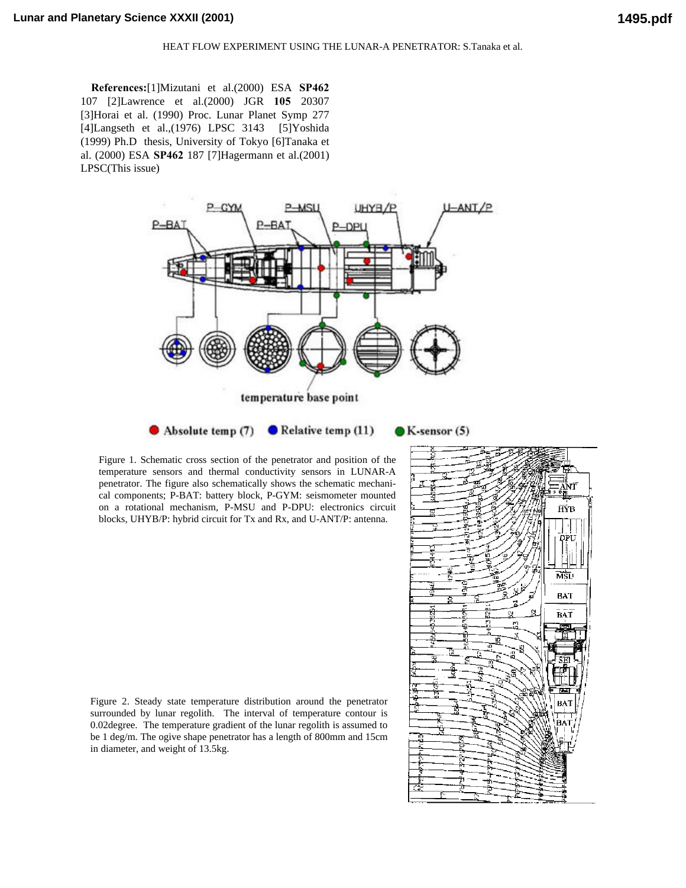**References:**[1]Mizutani et al.(2000) ESA **SP462** 107 [2]Lawrence et al.(2000) JGR **105** 20307 [3]Horai et al. (1990) Proc. Lunar Planet Symp 277 [4]Langseth et al.,(1976) LPSC 3143 [5]Yoshida (1999) Ph.D thesis, University of Tokyo [6]Tanaka et al. (2000) ESA **SP462** 187 [7]Hagermann et al.(2001) LPSC(This issue)

P-GYM
P-MSU
UHYB/P
U-ANT/P
P-BAT
P-BAT
P-DPU

temperature base point

Absolute temp (7) Relative temp (11) K-sensor (5)

Figure 1. Schematic cross section of the penetrator and position of the temperature sensors and thermal conductivity sensors in LUNAR-A penetrator. The figure also schematically shows the schematic mechanical components; P-BAT: battery block, P-GYM: seismometer mounted on a rotational mechanism, P-MSU and P-DPU: electronics circuit blocks, UHYB/P: hybrid circuit for Tx and Rx, and U-ANT/P: antenna.

ANT
HYB
DPU
MSU
BAT
BAT
SEI
BAT
BAT

Figure 2. Steady state temperature distribution around the penetrator surrounded by lunar regolith. The interval of temperature contour is 0.02degree. The temperature gradient of the lunar regolith is assumed to be 1 deg/m. The ogive shape penetrator has a length of 800mm and 15cm in diameter, and weight of 13.5kg.